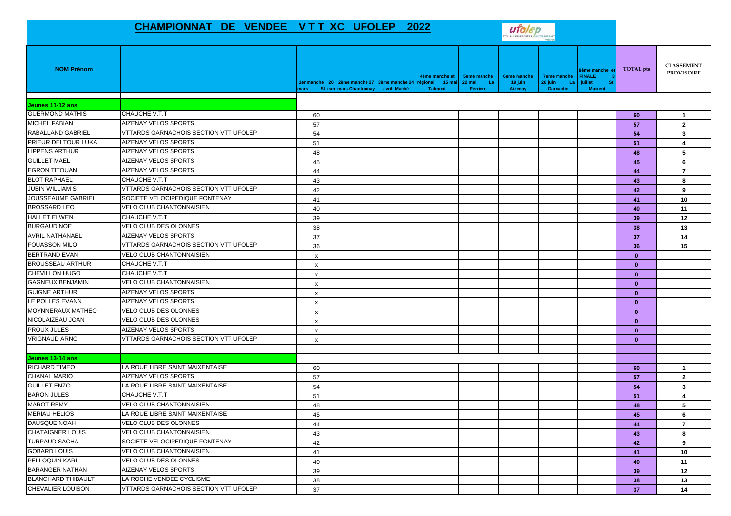# CHAMPIONNAT DE VENDEE V T T XC UFOLEP 2022

| NOM Prénom | | 1er manche 20 mars St jean | 2ème manche 27 mars Chantonnay | 3ème manche 24 avril Maché | 4ème manche et régional 15 mai Talmont | 5eme manche 22 mai La Ferrière | 6eme manche 19 juin Aizenay | 7eme manche 26 juin La Garnache | 8ème manche et FINALE 3 juillet St Maixent | TOTAL pts | CLASSEMENT PROVISOIRE |
|---|---|---|---|---|---|---|---|---|---|---|---|
| **Jeunes 11-12 ans** | | | | | | | | | | | |
| GUERMOND MATHIS | CHAUCHE V.T.T | 60 | | | | | | | | 60 | 1 |
| MICHEL FABIAN | AIZENAY VELOS SPORTS | 57 | | | | | | | | 57 | 2 |
| RABALLAND GABRIEL | VTTARDS GARNACHOIS SECTION VTT UFOLEP | 54 | | | | | | | | 54 | 3 |
| PRIEUR DELTOUR LUKA | AIZENAY VELOS SPORTS | 51 | | | | | | | | 51 | 4 |
| LIPPENS ARTHUR | AIZENAY VELOS SPORTS | 48 | | | | | | | | 48 | 5 |
| GUILLET MAEL | AIZENAY VELOS SPORTS | 45 | | | | | | | | 45 | 6 |
| EGRON TITOUAN | AIZENAY VELOS SPORTS | 44 | | | | | | | | 44 | 7 |
| BLOT RAPHAEL | CHAUCHE V.T.T | 43 | | | | | | | | 43 | 8 |
| JUBIN WILLIAM S | VTTARDS GARNACHOIS SECTION VTT UFOLEP | 42 | | | | | | | | 42 | 9 |
| JOUSSEAUME GABRIEL | SOCIETE VELOCIPEDIQUE FONTENAY | 41 | | | | | | | | 41 | 10 |
| BROSSARD LEO | VELO CLUB CHANTONNAISIEN | 40 | | | | | | | | 40 | 11 |
| HALLET ELWEN | CHAUCHE V.T.T | 39 | | | | | | | | 39 | 12 |
| BURGAUD NOE | VELO CLUB DES OLONNES | 38 | | | | | | | | 38 | 13 |
| AVRIL NATHANAEL | AIZENAY VELOS SPORTS | 37 | | | | | | | | 37 | 14 |
| FOUASSON MILO | VTTARDS GARNACHOIS SECTION VTT UFOLEP | 36 | | | | | | | | 36 | 15 |
| BERTRAND EVAN | VELO CLUB CHANTONNAISIEN | x | | | | | | | | 0 | |
| BROUSSEAU ARTHUR | CHAUCHE V.T.T | x | | | | | | | | 0 | |
| CHEVILLON HUGO | CHAUCHE V.T.T | x | | | | | | | | 0 | |
| GAGNEUX BENJAMIN | VELO CLUB CHANTONNAISIEN | x | | | | | | | | 0 | |
| GUIGNE ARTHUR | AIZENAY VELOS SPORTS | x | | | | | | | | 0 | |
| LE POLLES EVANN | AIZENAY VELOS SPORTS | x | | | | | | | | 0 | |
| MOYNNERAUX MATHEO | VELO CLUB DES OLONNES | x | | | | | | | | 0 | |
| NICOLAIZEAU JOAN | VELO CLUB DES OLONNES | x | | | | | | | | 0 | |
| PROUX JULES | AIZENAY VELOS SPORTS | x | | | | | | | | 0 | |
| VRIGNAUD ARNO | VTTARDS GARNACHOIS SECTION VTT UFOLEP | x | | | | | | | | 0 | |
| **Jeunes 13-14 ans** | | | | | | | | | | | |
| RICHARD TIMEO | LA ROUE LIBRE SAINT MAIXENTAISE | 60 | | | | | | | | 60 | 1 |
| CHANAL MARIO | AIZENAY VELOS SPORTS | 57 | | | | | | | | 57 | 2 |
| GUILLET ENZO | LA ROUE LIBRE SAINT MAIXENTAISE | 54 | | | | | | | | 54 | 3 |
| BARON JULES | CHAUCHE V.T.T | 51 | | | | | | | | 51 | 4 |
| MAROT REMY | VELO CLUB CHANTONNAISIEN | 48 | | | | | | | | 48 | 5 |
| MERIAU HELIOS | LA ROUE LIBRE SAINT MAIXENTAISE | 45 | | | | | | | | 45 | 6 |
| DAUSQUE NOAH | VELO CLUB DES OLONNES | 44 | | | | | | | | 44 | 7 |
| CHATAIGNER LOUIS | VELO CLUB CHANTONNAISIEN | 43 | | | | | | | | 43 | 8 |
| TURPAUD SACHA | SOCIETE VELOCIPEDIQUE FONTENAY | 42 | | | | | | | | 42 | 9 |
| GOBARD LOUIS | VELO CLUB CHANTONNAISIEN | 41 | | | | | | | | 41 | 10 |
| PELLOQUIN KARL | VELO CLUB DES OLONNES | 40 | | | | | | | | 40 | 11 |
| BARANGER NATHAN | AIZENAY VELOS SPORTS | 39 | | | | | | | | 39 | 12 |
| BLANCHARD THIBAULT | LA ROCHE VENDEE CYCLISME | 38 | | | | | | | | 38 | 13 |
| CHEVALIER LOUISON | VTTARDS GARNACHOIS SECTION VTT UFOLEP | 37 | | | | | | | | 37 | 14 |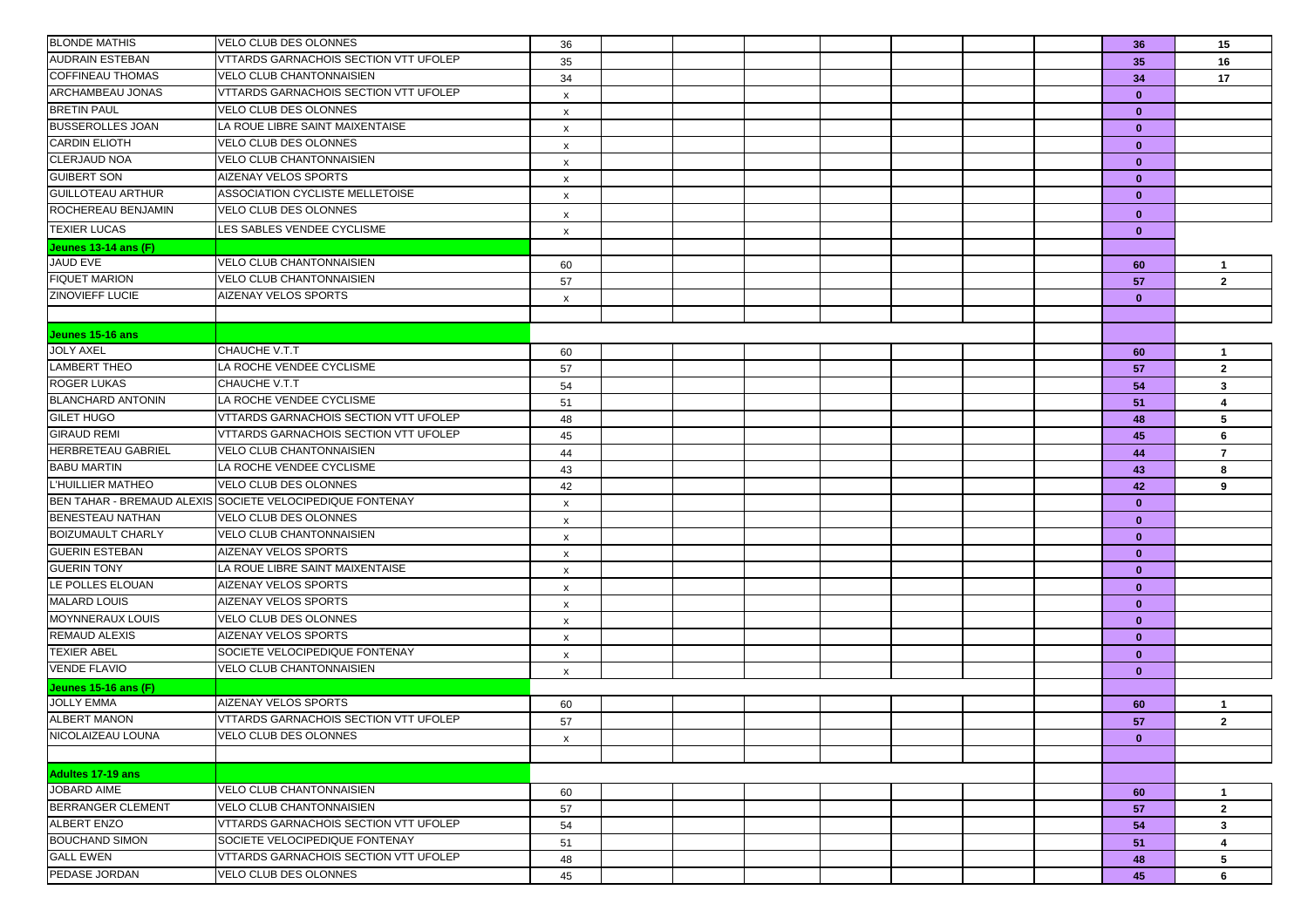| | | | | | | | | | | | |
|---|---|---|---|---|---|---|---|---|---|---|---|
| BLONDE MATHIS | VELO CLUB DES OLONNES | 36 | | | | | | | | **36** | **15** |
| AUDRAIN ESTEBAN | VTTARDS GARNACHOIS SECTION VTT UFOLEP | 35 | | | | | | | | **35** | **16** |
| COFFINEAU THOMAS | VELO CLUB CHANTONNAISIEN | 34 | | | | | | | | **34** | **17** |
| ARCHAMBEAU JONAS | VTTARDS GARNACHOIS SECTION VTT UFOLEP | x | | | | | | | | **0** | |
| BRETIN PAUL | VELO CLUB DES OLONNES | x | | | | | | | | **0** | |
| BUSSEROLLES JOAN | LA ROUE LIBRE SAINT MAIXENTAISE | x | | | | | | | | **0** | |
| CARDIN ELIOTH | VELO CLUB DES OLONNES | x | | | | | | | | **0** | |
| CLERJAUD NOA | VELO CLUB CHANTONNAISIEN | x | | | | | | | | **0** | |
| GUIBERT SON | AIZENAY VELOS SPORTS | x | | | | | | | | **0** | |
| GUILLOTEAU ARTHUR | ASSOCIATION CYCLISTE MELLETOISE | x | | | | | | | | **0** | |
| ROCHEREAU BENJAMIN | VELO CLUB DES OLONNES | x | | | | | | | | **0** | |
| TEXIER LUCAS | LES SABLES VENDEE CYCLISME | x | | | | | | | | **0** | |
| **Jeunes 13-14 ans (F)** | | | | | | | | | | | |
| JAUD EVE | VELO CLUB CHANTONNAISIEN | 60 | | | | | | | | **60** | **1** |
| FIQUET MARION | VELO CLUB CHANTONNAISIEN | 57 | | | | | | | | **57** | **2** |
| ZINOVIEFF LUCIE | AIZENAY VELOS SPORTS | x | | | | | | | | **0** | |
| | | | | | | | | | | | |
| **Jeunes 15-16 ans** | | | | | | | | | | | |
| JOLY AXEL | CHAUCHE V.T.T | 60 | | | | | | | | **60** | **1** |
| LAMBERT THEO | LA ROCHE VENDEE CYCLISME | 57 | | | | | | | | **57** | **2** |
| ROGER LUKAS | CHAUCHE V.T.T | 54 | | | | | | | | **54** | **3** |
| BLANCHARD ANTONIN | LA ROCHE VENDEE CYCLISME | 51 | | | | | | | | **51** | **4** |
| GILET HUGO | VTTARDS GARNACHOIS SECTION VTT UFOLEP | 48 | | | | | | | | **48** | **5** |
| GIRAUD REMI | VTTARDS GARNACHOIS SECTION VTT UFOLEP | 45 | | | | | | | | **45** | **6** |
| HERBRETEAU GABRIEL | VELO CLUB CHANTONNAISIEN | 44 | | | | | | | | **44** | **7** |
| BABU MARTIN | LA ROCHE VENDEE CYCLISME | 43 | | | | | | | | **43** | **8** |
| L'HUILLIER MATHEO | VELO CLUB DES OLONNES | 42 | | | | | | | | **42** | **9** |
| BEN TAHAR - BREMAUD ALEXIS | SOCIETE VELOCIPEDIQUE FONTENAY | x | | | | | | | | **0** | |
| BENESTEAU NATHAN | VELO CLUB DES OLONNES | x | | | | | | | | **0** | |
| BOIZUMAULT CHARLY | VELO CLUB CHANTONNAISIEN | x | | | | | | | | **0** | |
| GUERIN ESTEBAN | AIZENAY VELOS SPORTS | x | | | | | | | | **0** | |
| GUERIN TONY | LA ROUE LIBRE SAINT MAIXENTAISE | x | | | | | | | | **0** | |
| LE POLLES ELOUAN | AIZENAY VELOS SPORTS | x | | | | | | | | **0** | |
| MALARD LOUIS | AIZENAY VELOS SPORTS | x | | | | | | | | **0** | |
| MOYNNERAUX LOUIS | VELO CLUB DES OLONNES | x | | | | | | | | **0** | |
| REMAUD ALEXIS | AIZENAY VELOS SPORTS | x | | | | | | | | **0** | |
| TEXIER ABEL | SOCIETE VELOCIPEDIQUE FONTENAY | x | | | | | | | | **0** | |
| VENDE FLAVIO | VELO CLUB CHANTONNAISIEN | x | | | | | | | | **0** | |
| **Jeunes 15-16 ans (F)** | | | | | | | | | | | |
| JOLLY EMMA | AIZENAY VELOS SPORTS | 60 | | | | | | | | **60** | **1** |
| ALBERT MANON | VTTARDS GARNACHOIS SECTION VTT UFOLEP | 57 | | | | | | | | **57** | **2** |
| NICOLAIZEAU LOUNA | VELO CLUB DES OLONNES | x | | | | | | | | **0** | |
| | | | | | | | | | | | |
| **Adultes 17-19 ans** | | | | | | | | | | | |
| JOBARD AIME | VELO CLUB CHANTONNAISIEN | 60 | | | | | | | | **60** | **1** |
| BERRANGER CLEMENT | VELO CLUB CHANTONNAISIEN | 57 | | | | | | | | **57** | **2** |
| ALBERT ENZO | VTTARDS GARNACHOIS SECTION VTT UFOLEP | 54 | | | | | | | | **54** | **3** |
| BOUCHAND SIMON | SOCIETE VELOCIPEDIQUE FONTENAY | 51 | | | | | | | | **51** | **4** |
| GALL EWEN | VTTARDS GARNACHOIS SECTION VTT UFOLEP | 48 | | | | | | | | **48** | **5** |
| PEDASE JORDAN | VELO CLUB DES OLONNES | 45 | | | | | | | | **45** | **6** |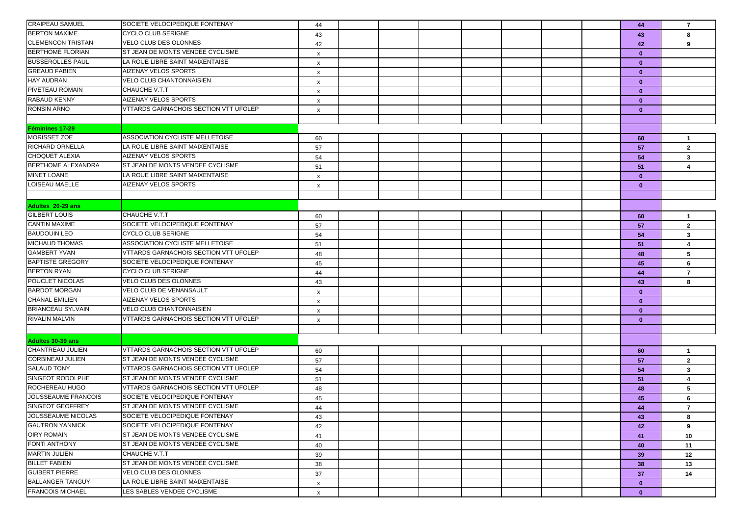| | | | | | | | | | | | |
|---|---|---|---|---|---|---|---|---|---|---|---|
| CRAIPEAU SAMUEL | SOCIETE VELOCIPEDIQUE FONTENAY | 44 | | | | | | | | **44** | **7** |
| BERTON MAXIME | CYCLO CLUB SERIGNE | 43 | | | | | | | | **43** | **8** |
| CLEMENCON TRISTAN | VELO CLUB DES OLONNES | 42 | | | | | | | | **42** | **9** |
| BERTHOME FLORIAN | ST JEAN DE MONTS VENDEE CYCLISME | x | | | | | | | | **0** | |
| BUSSEROLLES PAUL | LA ROUE LIBRE SAINT MAIXENTAISE | x | | | | | | | | **0** | |
| GREAUD FABIEN | AIZENAY VELOS SPORTS | x | | | | | | | | **0** | |
| HAY AUDRAN | VELO CLUB CHANTONNAISIEN | x | | | | | | | | **0** | |
| PIVETEAU ROMAIN | CHAUCHE V.T.T | x | | | | | | | | **0** | |
| RABAUD KENNY | AIZENAY VELOS SPORTS | x | | | | | | | | **0** | |
| RONSIN ARNO | VTTARDS GARNACHOIS SECTION VTT UFOLEP | x | | | | | | | | **0** | |
| | | | | | | | | | | | |
| **Féminines 17-29** | | | | | | | | | | | |
| MORISSET ZOE | ASSOCIATION CYCLISTE MELLETOISE | 60 | | | | | | | | **60** | **1** |
| RICHARD ORNELLA | LA ROUE LIBRE SAINT MAIXENTAISE | 57 | | | | | | | | **57** | **2** |
| CHOQUET ALEXIA | AIZENAY VELOS SPORTS | 54 | | | | | | | | **54** | **3** |
| BERTHOME ALEXANDRA | ST JEAN DE MONTS VENDEE CYCLISME | 51 | | | | | | | | **51** | **4** |
| MINET LOANE | LA ROUE LIBRE SAINT MAIXENTAISE | x | | | | | | | | **0** | |
| LOISEAU MAELLE | AIZENAY VELOS SPORTS | x | | | | | | | | **0** | |
| | | | | | | | | | | | |
| **Adultes 20-29 ans** | | | | | | | | | | | |
| GILBERT LOUIS | CHAUCHE V.T.T | 60 | | | | | | | | **60** | **1** |
| CANTIN MAXIME | SOCIETE VELOCIPEDIQUE FONTENAY | 57 | | | | | | | | **57** | **2** |
| BAUDOUIN LEO | CYCLO CLUB SERIGNE | 54 | | | | | | | | **54** | **3** |
| MICHAUD THOMAS | ASSOCIATION CYCLISTE MELLETOISE | 51 | | | | | | | | **51** | **4** |
| GAMBERT YVAN | VTTARDS GARNACHOIS SECTION VTT UFOLEP | 48 | | | | | | | | **48** | **5** |
| BAPTISTE GREGORY | SOCIETE VELOCIPEDIQUE FONTENAY | 45 | | | | | | | | **45** | **6** |
| BERTON RYAN | CYCLO CLUB SERIGNE | 44 | | | | | | | | **44** | **7** |
| POUCLET NICOLAS | VELO CLUB DES OLONNES | 43 | | | | | | | | **43** | **8** |
| BARDOT MORGAN | VELO CLUB DE VENANSAULT | x | | | | | | | | **0** | |
| CHANAL EMILIEN | AIZENAY VELOS SPORTS | x | | | | | | | | **0** | |
| BRIANCEAU SYLVAIN | VELO CLUB CHANTONNAISIEN | x | | | | | | | | **0** | |
| RIVALIN MALVIN | VTTARDS GARNACHOIS SECTION VTT UFOLEP | x | | | | | | | | **0** | |
| | | | | | | | | | | | |
| **Adultes 30-39 ans** | | | | | | | | | | | |
| CHANTREAU JULIEN | VTTARDS GARNACHOIS SECTION VTT UFOLEP | 60 | | | | | | | | **60** | **1** |
| CORBINEAU JULIEN | ST JEAN DE MONTS VENDEE CYCLISME | 57 | | | | | | | | **57** | **2** |
| SALAUD TONY | VTTARDS GARNACHOIS SECTION VTT UFOLEP | 54 | | | | | | | | **54** | **3** |
| SINGEOT RODOLPHE | ST JEAN DE MONTS VENDEE CYCLISME | 51 | | | | | | | | **51** | **4** |
| ROCHEREAU HUGO | VTTARDS GARNACHOIS SECTION VTT UFOLEP | 48 | | | | | | | | **48** | **5** |
| JOUSSEAUME FRANCOIS | SOCIETE VELOCIPEDIQUE FONTENAY | 45 | | | | | | | | **45** | **6** |
| SINGEOT GEOFFREY | ST JEAN DE MONTS VENDEE CYCLISME | 44 | | | | | | | | **44** | **7** |
| JOUSSEAUME NICOLAS | SOCIETE VELOCIPEDIQUE FONTENAY | 43 | | | | | | | | **43** | **8** |
| GAUTRON YANNICK | SOCIETE VELOCIPEDIQUE FONTENAY | 42 | | | | | | | | **42** | **9** |
| OIRY ROMAIN | ST JEAN DE MONTS VENDEE CYCLISME | 41 | | | | | | | | **41** | **10** |
| FONTI ANTHONY | ST JEAN DE MONTS VENDEE CYCLISME | 40 | | | | | | | | **40** | **11** |
| MARTIN JULIEN | CHAUCHE V.T.T | 39 | | | | | | | | **39** | **12** |
| BILLET FABIEN | ST JEAN DE MONTS VENDEE CYCLISME | 38 | | | | | | | | **38** | **13** |
| GUIBERT PIERRE | VELO CLUB DES OLONNES | 37 | | | | | | | | **37** | **14** |
| BALLANGER TANGUY | LA ROUE LIBRE SAINT MAIXENTAISE | x | | | | | | | | **0** | |
| FRANCOIS MICHAEL | LES SABLES VENDEE CYCLISME | x | | | | | | | | **0** | |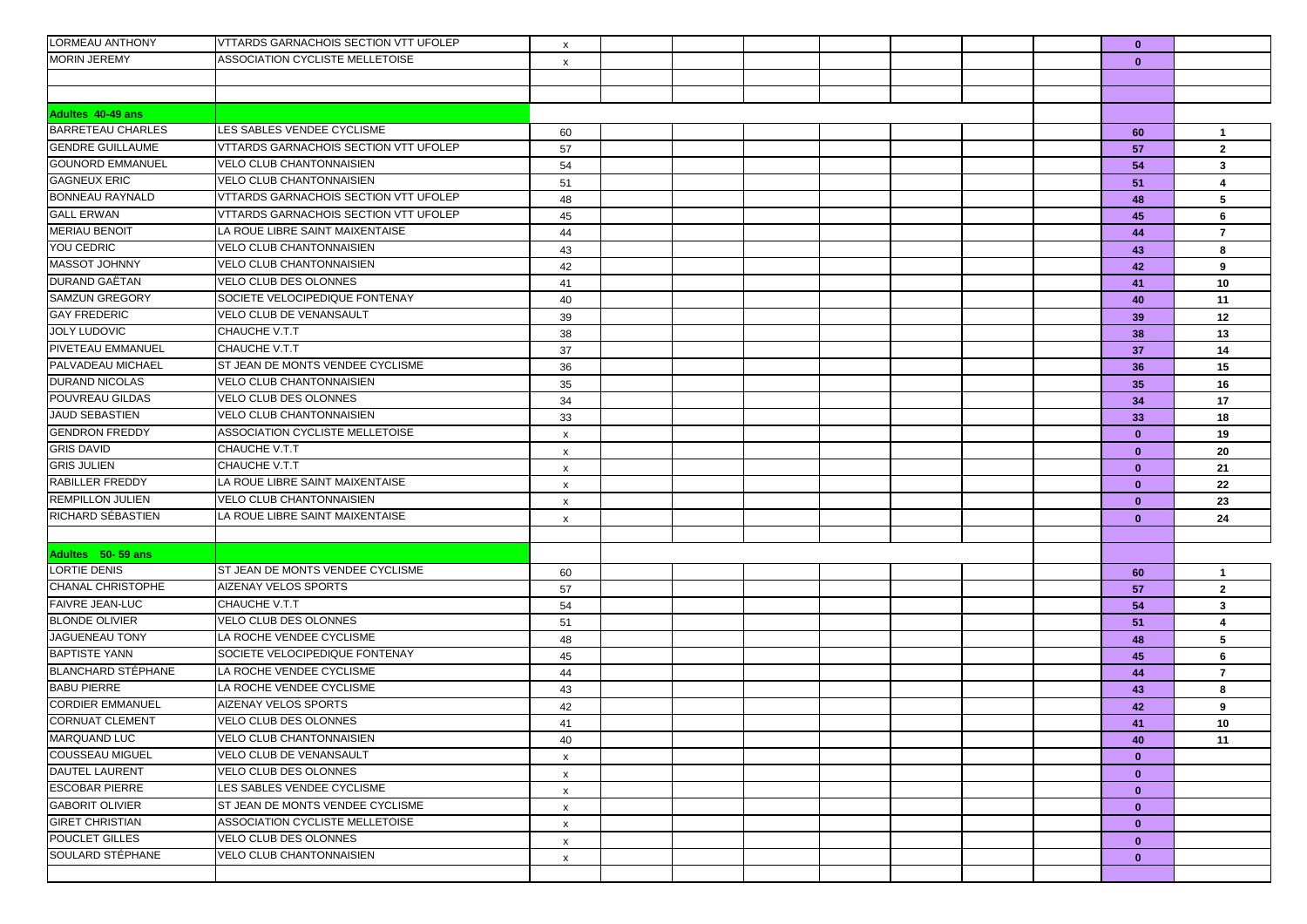| | | | | | | | | | | | |
|---|---|---|---|---|---|---|---|---|---|---|---|
| LORMEAU ANTHONY | VTTARDS GARNACHOIS SECTION VTT UFOLEP | x | | | | | | | | **0** | |
| MORIN JEREMY | ASSOCIATION CYCLISTE MELLETOISE | x | | | | | | | | **0** | |
| | | | | | | | | | | | |
| | | | | | | | | | | | |
| **Adultes 40-49 ans** | | | | | | | | | | | |
| BARRETEAU CHARLES | LES SABLES VENDEE CYCLISME | 60 | | | | | | | | **60** | **1** |
| GENDRE GUILLAUME | VTTARDS GARNACHOIS SECTION VTT UFOLEP | 57 | | | | | | | | **57** | **2** |
| GOUNORD EMMANUEL | VELO CLUB CHANTONNAISIEN | 54 | | | | | | | | **54** | **3** |
| GAGNEUX ERIC | VELO CLUB CHANTONNAISIEN | 51 | | | | | | | | **51** | **4** |
| BONNEAU RAYNALD | VTTARDS GARNACHOIS SECTION VTT UFOLEP | 48 | | | | | | | | **48** | **5** |
| GALL ERWAN | VTTARDS GARNACHOIS SECTION VTT UFOLEP | 45 | | | | | | | | **45** | **6** |
| MERIAU BENOIT | LA ROUE LIBRE SAINT MAIXENTAISE | 44 | | | | | | | | **44** | **7** |
| YOU CEDRIC | VELO CLUB CHANTONNAISIEN | 43 | | | | | | | | **43** | **8** |
| MASSOT JOHNNY | VELO CLUB CHANTONNAISIEN | 42 | | | | | | | | **42** | **9** |
| DURAND GAËTAN | VELO CLUB DES OLONNES | 41 | | | | | | | | **41** | **10** |
| SAMZUN GREGORY | SOCIETE VELOCIPEDIQUE FONTENAY | 40 | | | | | | | | **40** | **11** |
| GAY FREDERIC | VELO CLUB DE VENANSAULT | 39 | | | | | | | | **39** | **12** |
| JOLY LUDOVIC | CHAUCHE V.T.T | 38 | | | | | | | | **38** | **13** |
| PIVETEAU EMMANUEL | CHAUCHE V.T.T | 37 | | | | | | | | **37** | **14** |
| PALVADEAU MICHAEL | ST JEAN DE MONTS VENDEE CYCLISME | 36 | | | | | | | | **36** | **15** |
| DURAND NICOLAS | VELO CLUB CHANTONNAISIEN | 35 | | | | | | | | **35** | **16** |
| POUVREAU GILDAS | VELO CLUB DES OLONNES | 34 | | | | | | | | **34** | **17** |
| JAUD SEBASTIEN | VELO CLUB CHANTONNAISIEN | 33 | | | | | | | | **33** | **18** |
| GENDRON FREDDY | ASSOCIATION CYCLISTE MELLETOISE | x | | | | | | | | **0** | **19** |
| GRIS DAVID | CHAUCHE V.T.T | x | | | | | | | | **0** | **20** |
| GRIS JULIEN | CHAUCHE V.T.T | x | | | | | | | | **0** | **21** |
| RABILLER FREDDY | LA ROUE LIBRE SAINT MAIXENTAISE | x | | | | | | | | **0** | **22** |
| REMPILLON JULIEN | VELO CLUB CHANTONNAISIEN | x | | | | | | | | **0** | **23** |
| RICHARD SÉBASTIEN | LA ROUE LIBRE SAINT MAIXENTAISE | x | | | | | | | | **0** | **24** |
| | | | | | | | | | | | |
| **Adultes 50- 59 ans** | | | | | | | | | | | |
| LORTIE DENIS | ST JEAN DE MONTS VENDEE CYCLISME | 60 | | | | | | | | **60** | **1** |
| CHANAL CHRISTOPHE | AIZENAY VELOS SPORTS | 57 | | | | | | | | **57** | **2** |
| FAIVRE JEAN-LUC | CHAUCHE V.T.T | 54 | | | | | | | | **54** | **3** |
| BLONDE OLIVIER | VELO CLUB DES OLONNES | 51 | | | | | | | | **51** | **4** |
| JAGUENEAU TONY | LA ROCHE VENDEE CYCLISME | 48 | | | | | | | | **48** | **5** |
| BAPTISTE YANN | SOCIETE VELOCIPEDIQUE FONTENAY | 45 | | | | | | | | **45** | **6** |
| BLANCHARD STÉPHANE | LA ROCHE VENDEE CYCLISME | 44 | | | | | | | | **44** | **7** |
| BABU PIERRE | LA ROCHE VENDEE CYCLISME | 43 | | | | | | | | **43** | **8** |
| CORDIER EMMANUEL | AIZENAY VELOS SPORTS | 42 | | | | | | | | **42** | **9** |
| CORNUAT CLEMENT | VELO CLUB DES OLONNES | 41 | | | | | | | | **41** | **10** |
| MARQUAND LUC | VELO CLUB CHANTONNAISIEN | 40 | | | | | | | | **40** | **11** |
| COUSSEAU MIGUEL | VELO CLUB DE VENANSAULT | x | | | | | | | | **0** | |
| DAUTEL LAURENT | VELO CLUB DES OLONNES | x | | | | | | | | **0** | |
| ESCOBAR PIERRE | LES SABLES VENDEE CYCLISME | x | | | | | | | | **0** | |
| GABORIT OLIVIER | ST JEAN DE MONTS VENDEE CYCLISME | x | | | | | | | | **0** | |
| GIRET CHRISTIAN | ASSOCIATION CYCLISTE MELLETOISE | x | | | | | | | | **0** | |
| POUCLET GILLES | VELO CLUB DES OLONNES | x | | | | | | | | **0** | |
| SOULARD STÉPHANE | VELO CLUB CHANTONNAISIEN | x | | | | | | | | **0** | |
| | | | | | | | | | | | |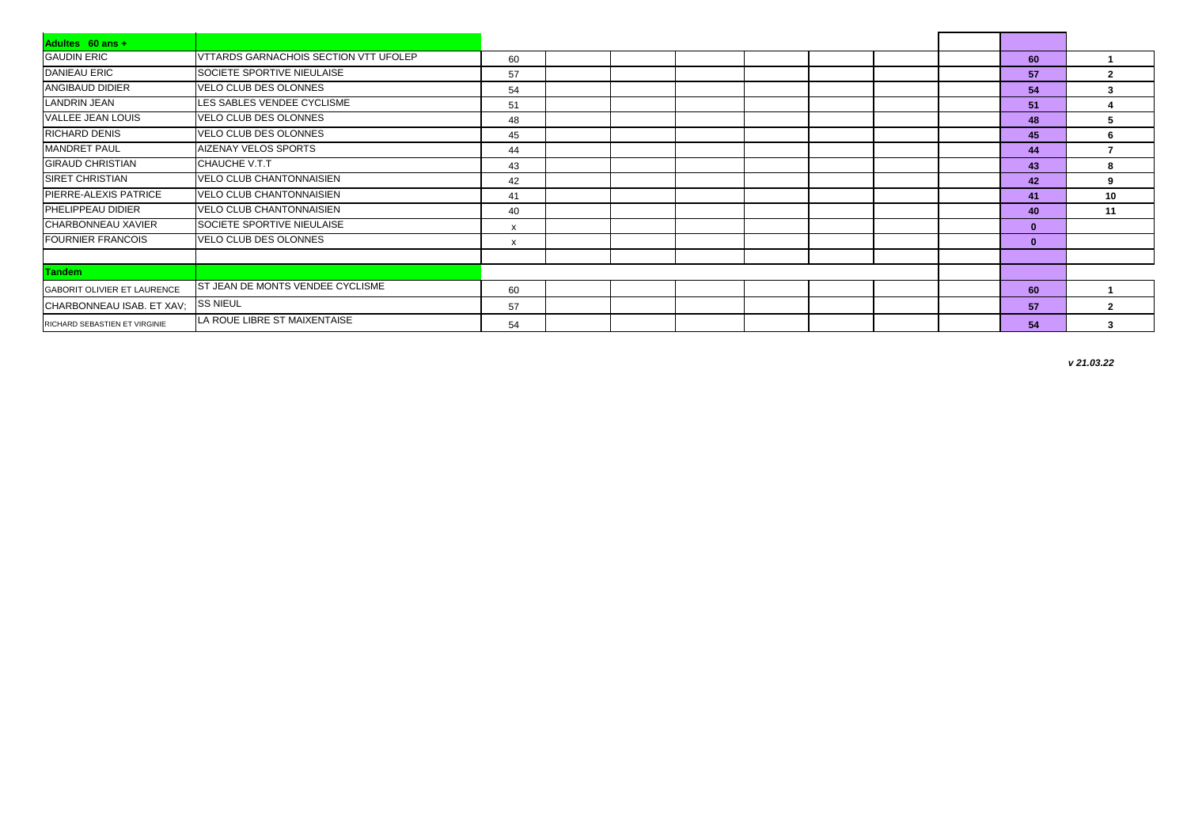| | | | | | | | | | | | |
|---|---|---|---|---|---|---|---|---|---|---|---|
| **Adultes 60 ans +** | | | | | | | | | | | |
| GAUDIN ERIC | VTTARDS GARNACHOIS SECTION VTT UFOLEP | 60 | | | | | | | | **60** | **1** |
| DANIEAU ERIC | SOCIETE SPORTIVE NIEULAISE | 57 | | | | | | | | **57** | **2** |
| ANGIBAUD DIDIER | VELO CLUB DES OLONNES | 54 | | | | | | | | **54** | **3** |
| LANDRIN JEAN | LES SABLES VENDEE CYCLISME | 51 | | | | | | | | **51** | **4** |
| VALLEE JEAN LOUIS | VELO CLUB DES OLONNES | 48 | | | | | | | | **48** | **5** |
| RICHARD DENIS | VELO CLUB DES OLONNES | 45 | | | | | | | | **45** | **6** |
| MANDRET PAUL | AIZENAY VELOS SPORTS | 44 | | | | | | | | **44** | **7** |
| GIRAUD CHRISTIAN | CHAUCHE V.T.T | 43 | | | | | | | | **43** | **8** |
| SIRET CHRISTIAN | VELO CLUB CHANTONNAISIEN | 42 | | | | | | | | **42** | **9** |
| PIERRE-ALEXIS PATRICE | VELO CLUB CHANTONNAISIEN | 41 | | | | | | | | **41** | **10** |
| PHELIPPEAU DIDIER | VELO CLUB CHANTONNAISIEN | 40 | | | | | | | | **40** | **11** |
| CHARBONNEAU XAVIER | SOCIETE SPORTIVE NIEULAISE | x | | | | | | | | **0** | |
| FOURNIER FRANCOIS | VELO CLUB DES OLONNES | x | | | | | | | | **0** | |
| | | | | | | | | | | | |
| **Tandem** | | | | | | | | | | | |
| GABORIT OLIVIER ET LAURENCE | ST JEAN DE MONTS VENDEE CYCLISME | 60 | | | | | | | | **60** | **1** |
| CHARBONNEAU ISAB. ET XAV; | SS NIEUL | 57 | | | | | | | | **57** | **2** |
| RICHARD SEBASTIEN ET VIRGINIE | LA ROUE LIBRE ST MAIXENTAISE | 54 | | | | | | | | **54** | **3** |

***v 21.03.22***